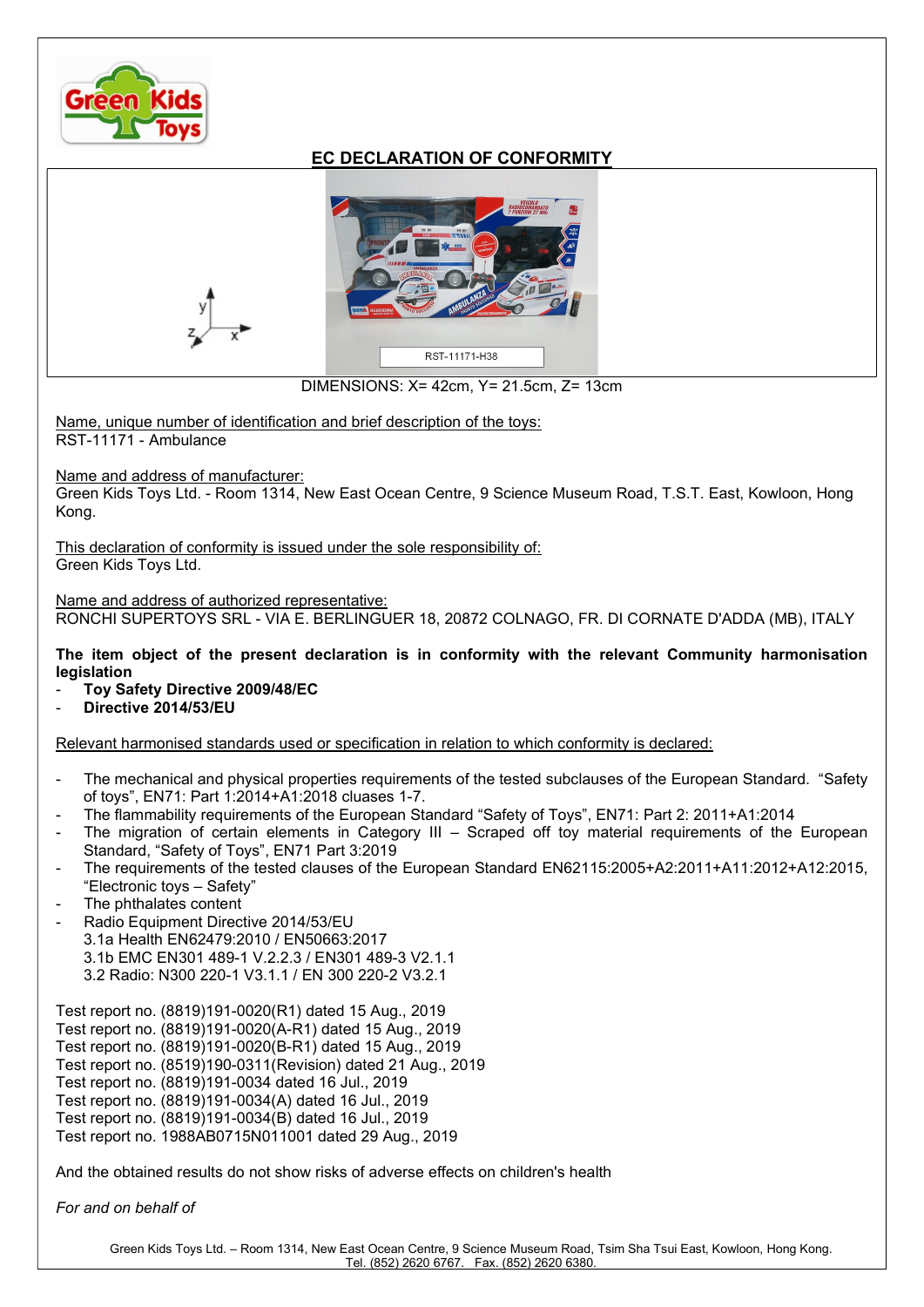# EC DECLARATION OF CONFORMITY

RST-11171-H38

DIMENSIONS: X= 42cm, Y= 21.5cm, Z= 13cm

Name, unique number of identification and brief description of the toys:
RST-11171 - Ambulance

Name and address of manufacturer:
Green Kids Toys Ltd. - Room 1314, New East Ocean Centre, 9 Science Museum Road, T.S.T. East, Kowloon, Hong Kong.

This declaration of conformity is issued under the sole responsibility of:
Green Kids Toys Ltd.

Name and address of authorized representative:
RONCHI SUPERTOYS SRL - VIA E. BERLINGUER 18, 20872 COLNAGO, FR. DI CORNATE D'ADDA (MB), ITALY

**The item object of the present declaration is in conformity with the relevant Community harmonisation legislation**

- **Toy Safety Directive 2009/48/EC**
- **Directive 2014/53/EU**

Relevant harmonised standards used or specification in relation to which conformity is declared:

- The mechanical and physical properties requirements of the tested subclauses of the European Standard. "Safety of toys", EN71: Part 1:2014+A1:2018 clauses 1-7.
- The flammability requirements of the European Standard "Safety of Toys", EN71: Part 2: 2011+A1:2014
- The migration of certain elements in Category III – Scraped off toy material requirements of the European Standard, "Safety of Toys", EN71 Part 3:2019
- The requirements of the tested clauses of the European Standard EN62115:2005+A2:2011+A11:2012+A12:2015, "Electronic toys – Safety"
- The phthalates content
- Radio Equipment Directive 2014/53/EU
  3.1a Health EN62479:2010 / EN50663:2017
  3.1b EMC EN301 489-1 V.2.2.3 / EN301 489-3 V2.1.1
  3.2 Radio: N300 220-1 V3.1.1 / EN 300 220-2 V3.2.1

Test report no. (8819)191-0020(R1) dated 15 Aug., 2019
Test report no. (8819)191-0020(A-R1) dated 15 Aug., 2019
Test report no. (8819)191-0020(B-R1) dated 15 Aug., 2019
Test report no. (8519)190-0311(Revision) dated 21 Aug., 2019
Test report no. (8819)191-0034 dated 16 Jul., 2019
Test report no. (8819)191-0034(A) dated 16 Jul., 2019
Test report no. (8819)191-0034(B) dated 16 Jul., 2019
Test report no. 1988AB0715N011001 dated 29 Aug., 2019

And the obtained results do not show risks of adverse effects on children's health

*For and on behalf of*

Green Kids Toys Ltd. – Room 1314, New East Ocean Centre, 9 Science Museum Road, Tsim Sha Tsui East, Kowloon, Hong Kong.
Tel. (852) 2620 6767. Fax. (852) 2620 6380.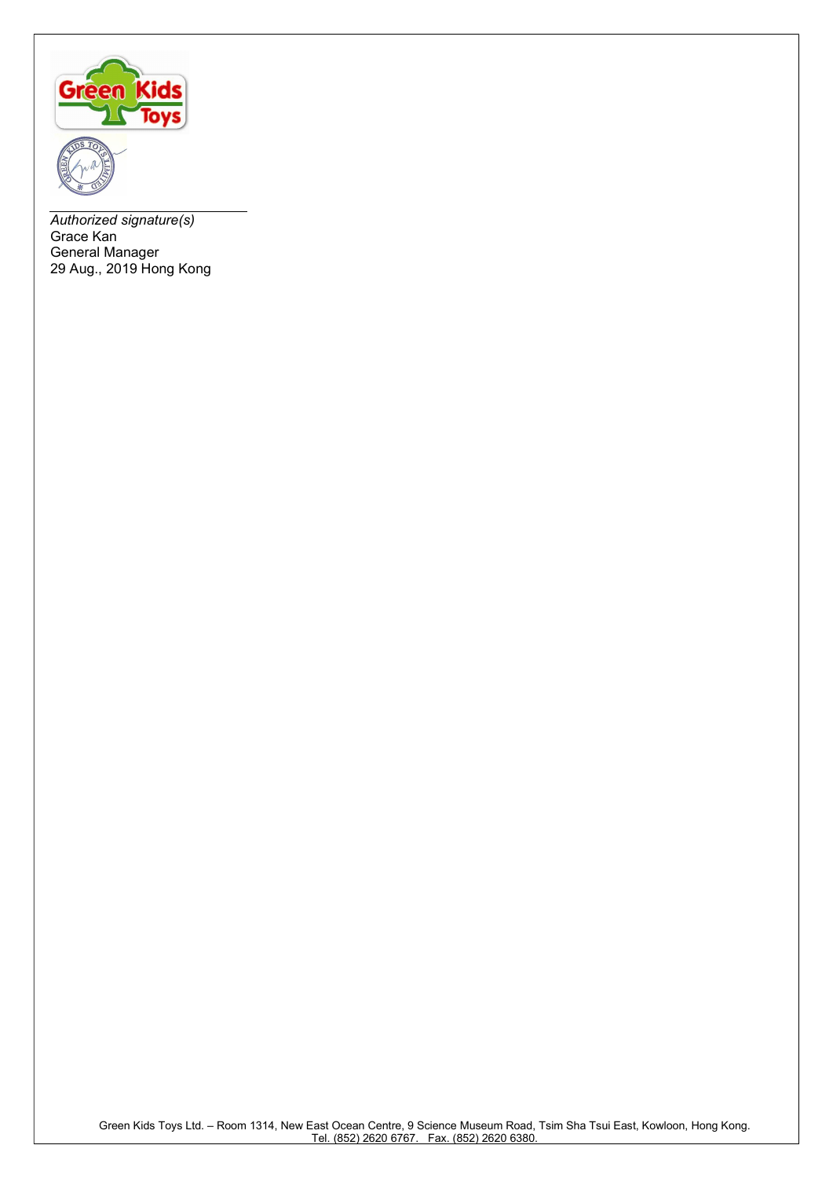*Authorized signature(s)*
Grace Kan
General Manager
29 Aug., 2019 Hong Kong

Green Kids Toys Ltd. – Room 1314, New East Ocean Centre, 9 Science Museum Road, Tsim Sha Tsui East, Kowloon, Hong Kong.
Tel. (852) 2620 6767. Fax. (852) 2620 6380.